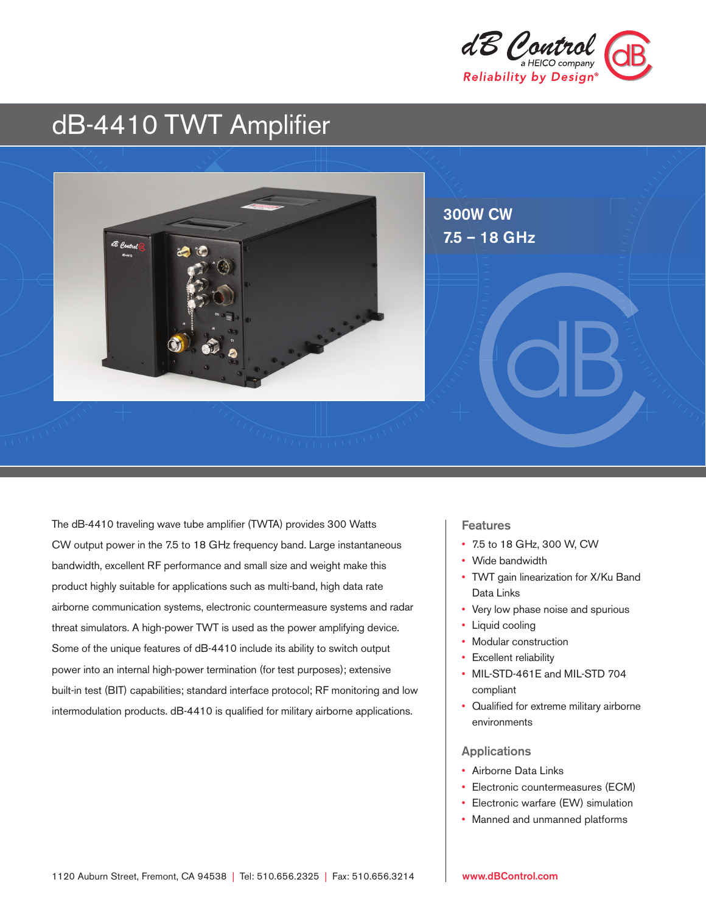dB Control
a HEICO company
Reliability by Design®

# dB-4410 TWT Amplifier

300W CW
7.5 – 18 GHz

The dB-4410 traveling wave tube amplifier (TWTA) provides 300 Watts CW output power in the 7.5 to 18 GHz frequency band. Large instantaneous bandwidth, excellent RF performance and small size and weight make this product highly suitable for applications such as multi-band, high data rate airborne communication systems, electronic countermeasure systems and radar threat simulators. A high-power TWT is used as the power amplifying device. Some of the unique features of dB-4410 include its ability to switch output power into an internal high-power termination (for test purposes); extensive built-in test (BIT) capabilities; standard interface protocol; RF monitoring and low intermodulation products. dB-4410 is qualified for military airborne applications.

## Features

- 7.5 to 18 GHz, 300 W, CW
- Wide bandwidth
- TWT gain linearization for X/Ku Band Data Links
- Very low phase noise and spurious
- Liquid cooling
- Modular construction
- Excellent reliability
- MIL-STD-461E and MIL-STD 704 compliant
- Qualified for extreme military airborne environments

## Applications

- Airborne Data Links
- Electronic countermeasures (ECM)
- Electronic warfare (EW) simulation
- Manned and unmanned platforms

1120 Auburn Street, Fremont, CA 94538 | Tel: 510.656.2325 | Fax: 510.656.3214

www.dBControl.com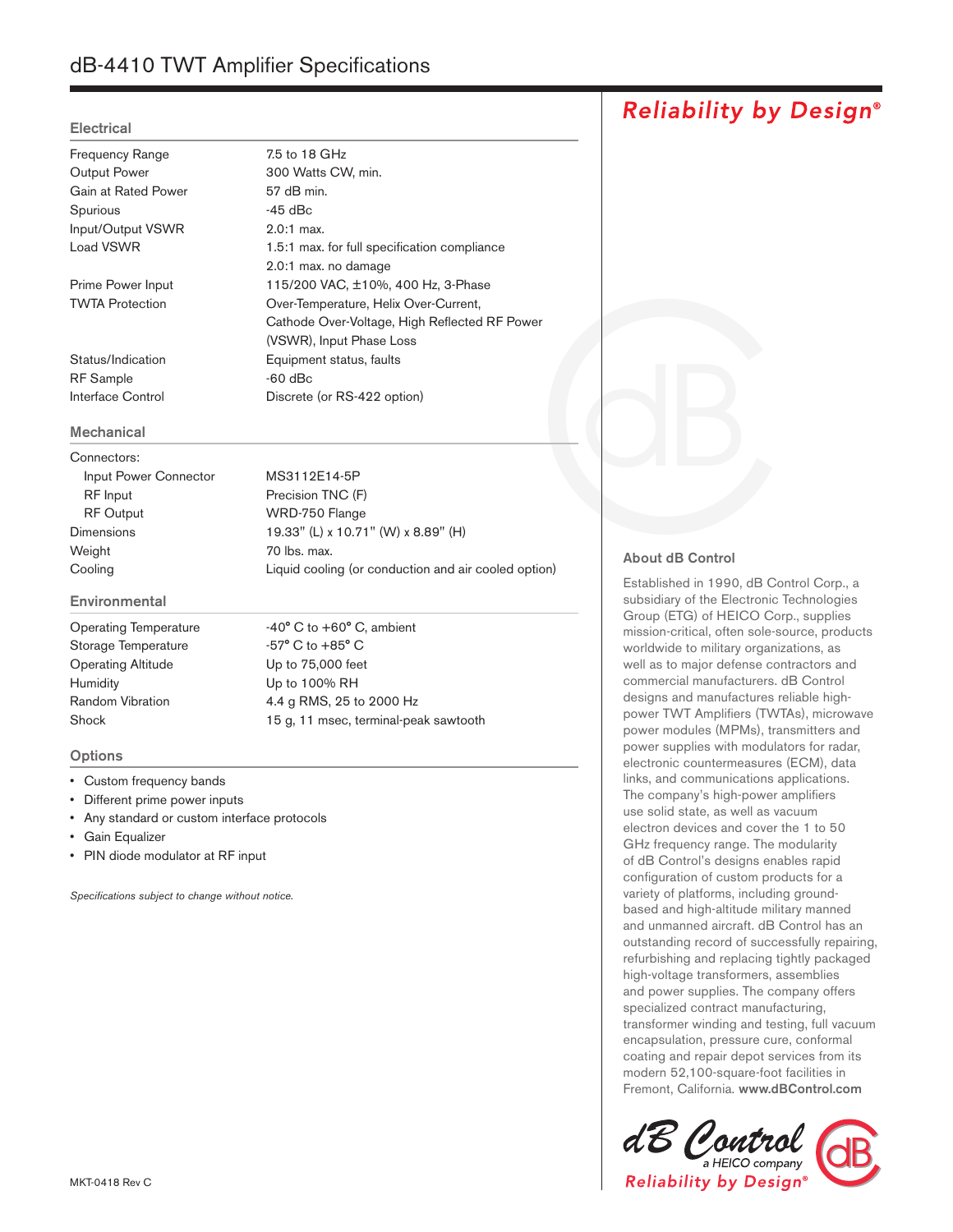# dB-4410 TWT Amplifier Specifications

## Electrical

| | |
|---|---|
| Frequency Range | 7.5 to 18 GHz |
| Output Power | 300 Watts CW, min. |
| Gain at Rated Power | 57 dB min. |
| Spurious | -45 dBc |
| Input/Output VSWR | 2.0:1 max. |
| Load VSWR | 1.5:1 max. for full specification compliance<br>2.0:1 max. no damage |
| Prime Power Input | 115/200 VAC, ±10%, 400 Hz, 3-Phase |
| TWTA Protection | Over-Temperature, Helix Over-Current, Cathode Over-Voltage, High Reflected RF Power (VSWR), Input Phase Loss |
| Status/Indication | Equipment status, faults |
| RF Sample | -60 dBc |
| Interface Control | Discrete (or RS-422 option) |

## Mechanical

| | |
|---|---|
| Connectors: | |
| Input Power Connector | MS3112E14-5P |
| RF Input | Precision TNC (F) |
| RF Output | WRD-750 Flange |
| Dimensions | 19.33" (L) x 10.71" (W) x 8.89" (H) |
| Weight | 70 lbs. max. |
| Cooling | Liquid cooling (or conduction and air cooled option) |

## Environmental

| | |
|---|---|
| Operating Temperature | -40° C to +60° C, ambient |
| Storage Temperature | -57° C to +85° C |
| Operating Altitude | Up to 75,000 feet |
| Humidity | Up to 100% RH |
| Random Vibration | 4.4 g RMS, 25 to 2000 Hz |
| Shock | 15 g, 11 msec, terminal-peak sawtooth |

## Options

- Custom frequency bands
- Different prime power inputs
- Any standard or custom interface protocols
- Gain Equalizer
- PIN diode modulator at RF input

*Specifications subject to change without notice.*

MKT-0418 Rev C

*Reliability by Design®*

### About dB Control

Established in 1990, dB Control Corp., a subsidiary of the Electronic Technologies Group (ETG) of HEICO Corp., supplies mission-critical, often sole-source, products worldwide to military organizations, as well as to major defense contractors and commercial manufacturers. dB Control designs and manufactures reliable high-power TWT Amplifiers (TWTAs), microwave power modules (MPMs), transmitters and power supplies with modulators for radar, electronic countermeasures (ECM), data links, and communications applications. The company's high-power amplifiers use solid state, as well as vacuum electron devices and cover the 1 to 50 GHz frequency range. The modularity of dB Control's designs enables rapid configuration of custom products for a variety of platforms, including ground-based and high-altitude military manned and unmanned aircraft. dB Control has an outstanding record of successfully repairing, refurbishing and replacing tightly packaged high-voltage transformers, assemblies and power supplies. The company offers specialized contract manufacturing, transformer winding and testing, full vacuum encapsulation, pressure cure, conformal coating and repair depot services from its modern 52,100-square-foot facilities in Fremont, California. **www.dBControl.com**

dB Control
a HEICO company
*Reliability by Design®*